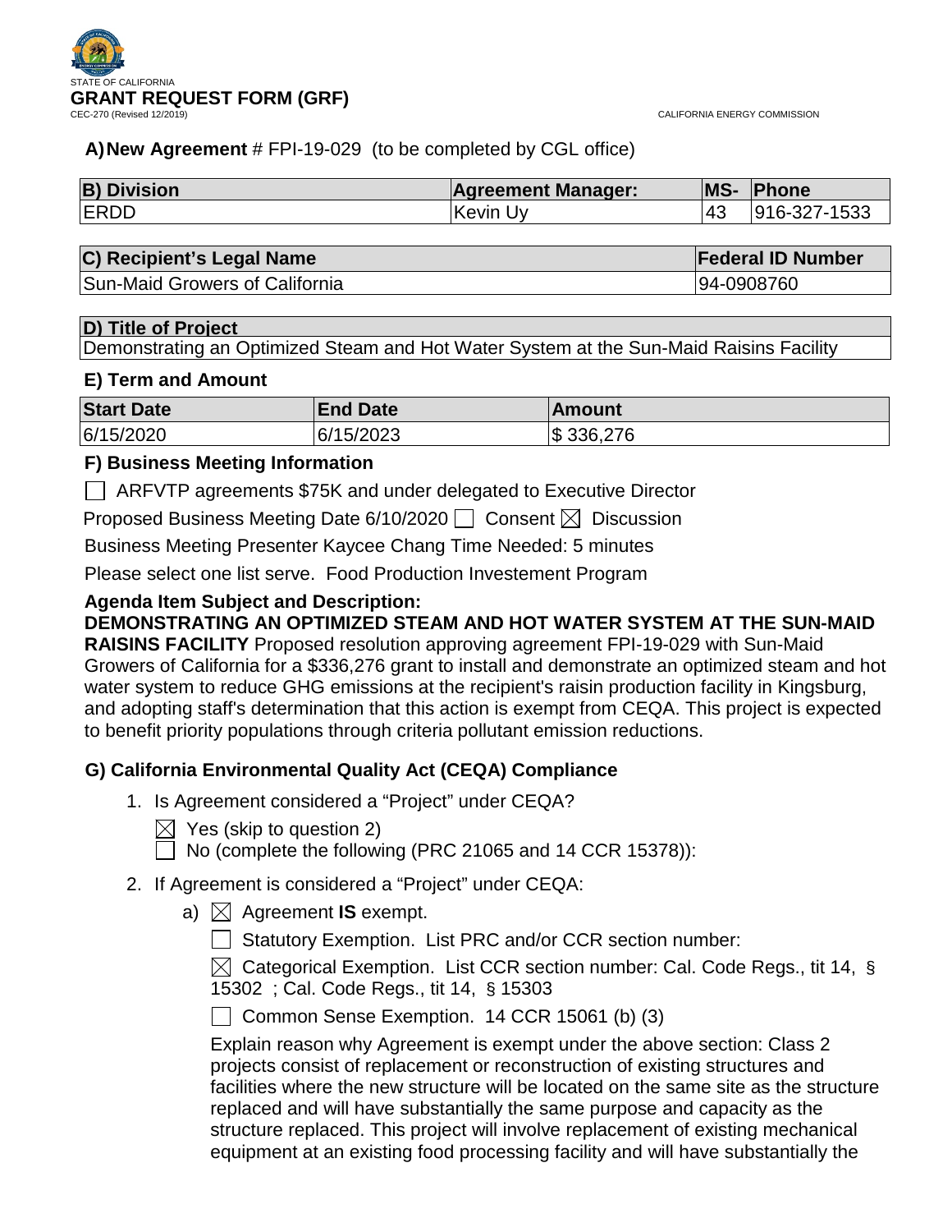STATE OF CALIFORNIA

# GRANT REQUEST FORM (GRF)

CEC-270 (Revised 12/2019)

CALIFORNIA ENERGY COMMISSION

**A) New Agreement** # FPI-19-029 (to be completed by CGL office)

| B) Division | Agreement Manager: | MS- | Phone |
|---|---|---|---|
| ERDD | Kevin Uy | 43 | 916-327-1533 |

| C) Recipient's Legal Name | Federal ID Number |
|---|---|
| Sun-Maid Growers of California | 94-0908760 |

| D) Title of Project |
|---|
| Demonstrating an Optimized Steam and Hot Water System at the Sun-Maid Raisins Facility |

### E) Term and Amount

| Start Date | End Date | Amount |
|---|---|---|
| 6/15/2020 | 6/15/2023 | $ 336,276 |

### F) Business Meeting Information

☐ ARFVTP agreements $75K and under delegated to Executive Director

Proposed Business Meeting Date 6/10/2020 ☐ Consent ☒ Discussion

Business Meeting Presenter Kaycee Chang Time Needed: 5 minutes

Please select one list serve. Food Production Investement Program

**Agenda Item Subject and Description:**

**DEMONSTRATING AN OPTIMIZED STEAM AND HOT WATER SYSTEM AT THE SUN-MAID RAISINS FACILITY** Proposed resolution approving agreement FPI-19-029 with Sun-Maid Growers of California for a $336,276 grant to install and demonstrate an optimized steam and hot water system to reduce GHG emissions at the recipient's raisin production facility in Kingsburg, and adopting staff's determination that this action is exempt from CEQA. This project is expected to benefit priority populations through criteria pollutant emission reductions.

### G) California Environmental Quality Act (CEQA) Compliance

1. Is Agreement considered a "Project" under CEQA?

   ☒ Yes (skip to question 2)

   ☐ No (complete the following (PRC 21065 and 14 CCR 15378)):

2. If Agreement is considered a "Project" under CEQA:

   a) ☒ Agreement **IS** exempt.

   ☐ Statutory Exemption. List PRC and/or CCR section number:

   ☒ Categorical Exemption. List CCR section number: Cal. Code Regs., tit 14, § 15302 ; Cal. Code Regs., tit 14, § 15303

   ☐ Common Sense Exemption. 14 CCR 15061 (b) (3)

   Explain reason why Agreement is exempt under the above section: Class 2 projects consist of replacement or reconstruction of existing structures and facilities where the new structure will be located on the same site as the structure replaced and will have substantially the same purpose and capacity as the structure replaced. This project will involve replacement of existing mechanical equipment at an existing food processing facility and will have substantially the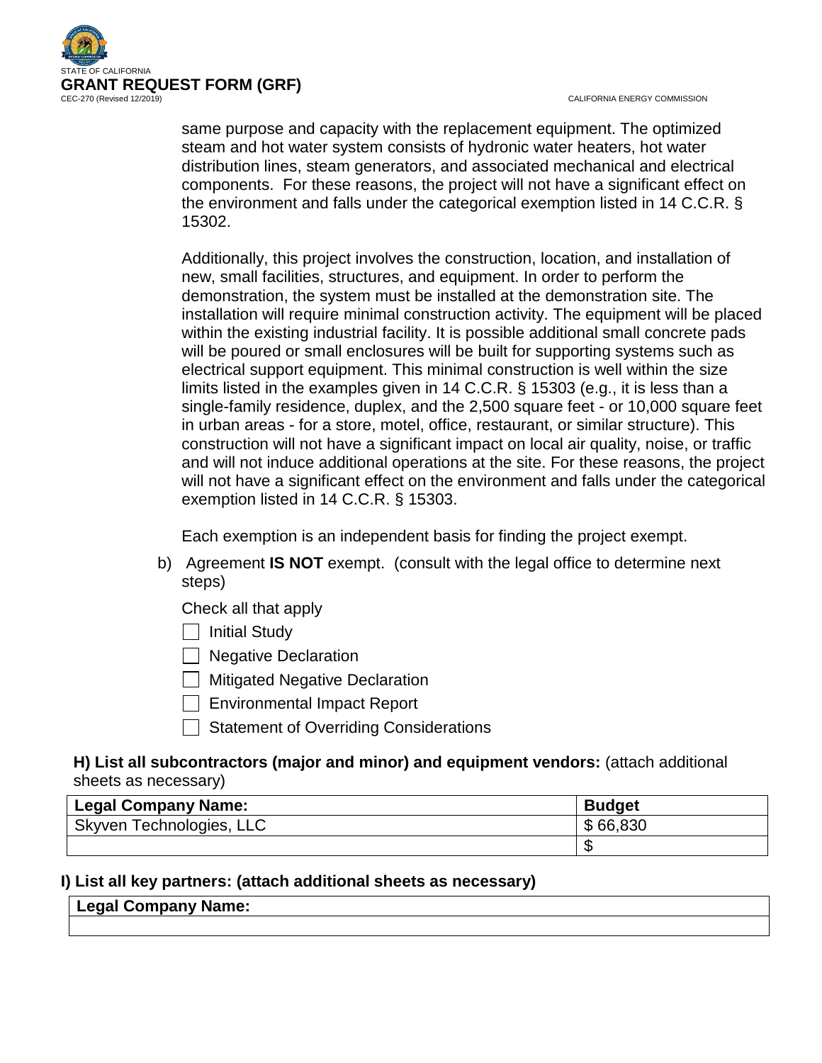same purpose and capacity with the replacement equipment. The optimized steam and hot water system consists of hydronic water heaters, hot water distribution lines, steam generators, and associated mechanical and electrical components. For these reasons, the project will not have a significant effect on the environment and falls under the categorical exemption listed in 14 C.C.R. § 15302.

Additionally, this project involves the construction, location, and installation of new, small facilities, structures, and equipment. In order to perform the demonstration, the system must be installed at the demonstration site. The installation will require minimal construction activity. The equipment will be placed within the existing industrial facility. It is possible additional small concrete pads will be poured or small enclosures will be built for supporting systems such as electrical support equipment. This minimal construction is well within the size limits listed in the examples given in 14 C.C.R. § 15303 (e.g., it is less than a single-family residence, duplex, and the 2,500 square feet - or 10,000 square feet in urban areas - for a store, motel, office, restaurant, or similar structure). This construction will not have a significant impact on local air quality, noise, or traffic and will not induce additional operations at the site. For these reasons, the project will not have a significant effect on the environment and falls under the categorical exemption listed in 14 C.C.R. § 15303.

Each exemption is an independent basis for finding the project exempt.

b) Agreement **IS NOT** exempt. (consult with the legal office to determine next steps)

Check all that apply

- [ ] Initial Study
- [ ] Negative Declaration
- [ ] Mitigated Negative Declaration
- [ ] Environmental Impact Report
- [ ] Statement of Overriding Considerations

**H) List all subcontractors (major and minor) and equipment vendors:** (attach additional sheets as necessary)

| Legal Company Name: | Budget |
|---|---|
| Skyven Technologies, LLC | $ 66,830 |
| | $ |

**I) List all key partners: (attach additional sheets as necessary)**

| Legal Company Name: |
|---|
| |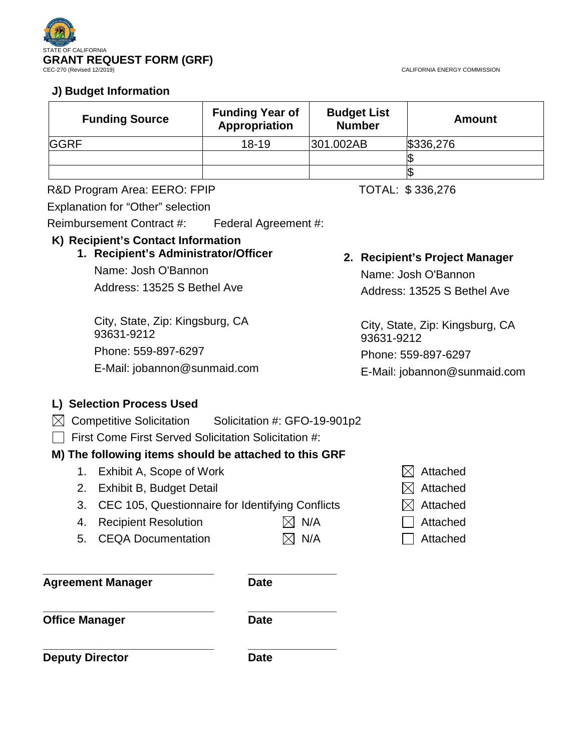STATE OF CALIFORNIA
**GRANT REQUEST FORM (GRF)**
CEC-270 (Revised 12/2019)

CALIFORNIA ENERGY COMMISSION

### J) Budget Information

| Funding Source | Funding Year of Appropriation | Budget List Number | Amount |
|---|---|---|---|
| GGRF | 18-19 | 301.002AB | $336,276 |
| | | | $ |
| | | | $ |

R&D Program Area: EERO: FPIP

TOTAL: $ 336,276

Explanation for "Other" selection

Reimbursement Contract #: Federal Agreement #:

### K) Recipient's Contact Information

1. **Recipient's Administrator/Officer**

   Name: Josh O'Bannon

   Address: 13525 S Bethel Ave

   City, State, Zip: Kingsburg, CA 93631-9212

   Phone: 559-897-6297

   E-Mail: jobannon@sunmaid.com

2. **Recipient's Project Manager**

   Name: Josh O'Bannon

   Address: 13525 S Bethel Ave

   City, State, Zip: Kingsburg, CA 93631-9212

   Phone: 559-897-6297

   E-Mail: jobannon@sunmaid.com

### L) Selection Process Used

☒ Competitive Solicitation Solicitation #: GFO-19-901p2

☐ First Come First Served Solicitation Solicitation #:

### M) The following items should be attached to this GRF

| Item | N/A | Attached |
|---|---|---|
| 1. Exhibit A, Scope of Work | | ☒ Attached |
| 2. Exhibit B, Budget Detail | | ☒ Attached |
| 3. CEC 105, Questionnaire for Identifying Conflicts | | ☒ Attached |
| 4. Recipient Resolution | ☒ N/A | ☐ Attached |
| 5. CEQA Documentation | ☒ N/A | ☐ Attached |

_____________________________ _______________

**Agreement Manager** **Date**

_____________________________ _______________

**Office Manager** **Date**

_____________________________ _______________

**Deputy Director** **Date**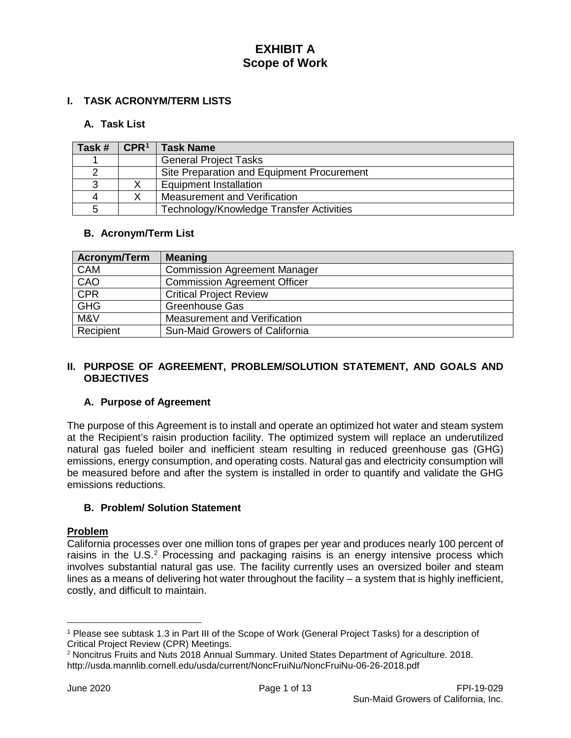# EXHIBIT A
# Scope of Work

## I. TASK ACRONYM/TERM LISTS

### A. Task List

| Task # | CPR[1] | Task Name |
|---|---|---|
| 1 | | General Project Tasks |
| 2 | | Site Preparation and Equipment Procurement |
| 3 | X | Equipment Installation |
| 4 | X | Measurement and Verification |
| 5 | | Technology/Knowledge Transfer Activities |

### B. Acronym/Term List

| Acronym/Term | Meaning |
|---|---|
| CAM | Commission Agreement Manager |
| CAO | Commission Agreement Officer |
| CPR | Critical Project Review |
| GHG | Greenhouse Gas |
| M&V | Measurement and Verification |
| Recipient | Sun-Maid Growers of California |

## II. PURPOSE OF AGREEMENT, PROBLEM/SOLUTION STATEMENT, AND GOALS AND OBJECTIVES

### A. Purpose of Agreement

The purpose of this Agreement is to install and operate an optimized hot water and steam system at the Recipient's raisin production facility. The optimized system will replace an underutilized natural gas fueled boiler and inefficient steam resulting in reduced greenhouse gas (GHG) emissions, energy consumption, and operating costs. Natural gas and electricity consumption will be measured before and after the system is installed in order to quantify and validate the GHG emissions reductions.

### B. Problem/ Solution Statement

**Problem**

California processes over one million tons of grapes per year and produces nearly 100 percent of raisins in the U.S.[2] Processing and packaging raisins is an energy intensive process which involves substantial natural gas use. The facility currently uses an oversized boiler and steam lines as a means of delivering hot water throughout the facility – a system that is highly inefficient, costly, and difficult to maintain.

---

[1] Please see subtask 1.3 in Part III of the Scope of Work (General Project Tasks) for a description of Critical Project Review (CPR) Meetings.

[2] Noncitrus Fruits and Nuts 2018 Annual Summary. United States Department of Agriculture. 2018. http://usda.mannlib.cornell.edu/usda/current/NoncFruiNu/NoncFruiNu-06-26-2018.pdf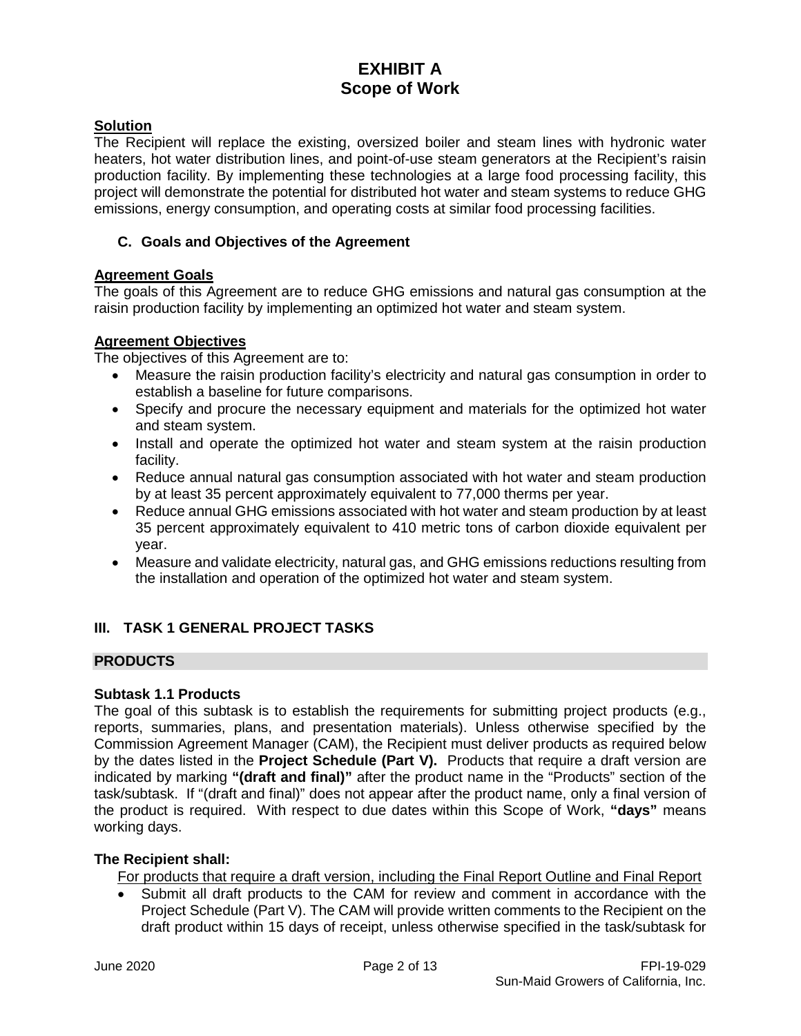# EXHIBIT A
# Scope of Work

**Solution**

The Recipient will replace the existing, oversized boiler and steam lines with hydronic water heaters, hot water distribution lines, and point-of-use steam generators at the Recipient's raisin production facility. By implementing these technologies at a large food processing facility, this project will demonstrate the potential for distributed hot water and steam systems to reduce GHG emissions, energy consumption, and operating costs at similar food processing facilities.

### C. Goals and Objectives of the Agreement

**Agreement Goals**

The goals of this Agreement are to reduce GHG emissions and natural gas consumption at the raisin production facility by implementing an optimized hot water and steam system.

**Agreement Objectives**

The objectives of this Agreement are to:

- Measure the raisin production facility's electricity and natural gas consumption in order to establish a baseline for future comparisons.
- Specify and procure the necessary equipment and materials for the optimized hot water and steam system.
- Install and operate the optimized hot water and steam system at the raisin production facility.
- Reduce annual natural gas consumption associated with hot water and steam production by at least 35 percent approximately equivalent to 77,000 therms per year.
- Reduce annual GHG emissions associated with hot water and steam production by at least 35 percent approximately equivalent to 410 metric tons of carbon dioxide equivalent per year.
- Measure and validate electricity, natural gas, and GHG emissions reductions resulting from the installation and operation of the optimized hot water and steam system.

## III. TASK 1 GENERAL PROJECT TASKS

**PRODUCTS**

**Subtask 1.1 Products**

The goal of this subtask is to establish the requirements for submitting project products (e.g., reports, summaries, plans, and presentation materials). Unless otherwise specified by the Commission Agreement Manager (CAM), the Recipient must deliver products as required below by the dates listed in the **Project Schedule (Part V).** Products that require a draft version are indicated by marking **"(draft and final)"** after the product name in the "Products" section of the task/subtask. If "(draft and final)" does not appear after the product name, only a final version of the product is required. With respect to due dates within this Scope of Work, **"days"** means working days.

**The Recipient shall:**

For products that require a draft version, including the Final Report Outline and Final Report

- Submit all draft products to the CAM for review and comment in accordance with the Project Schedule (Part V). The CAM will provide written comments to the Recipient on the draft product within 15 days of receipt, unless otherwise specified in the task/subtask for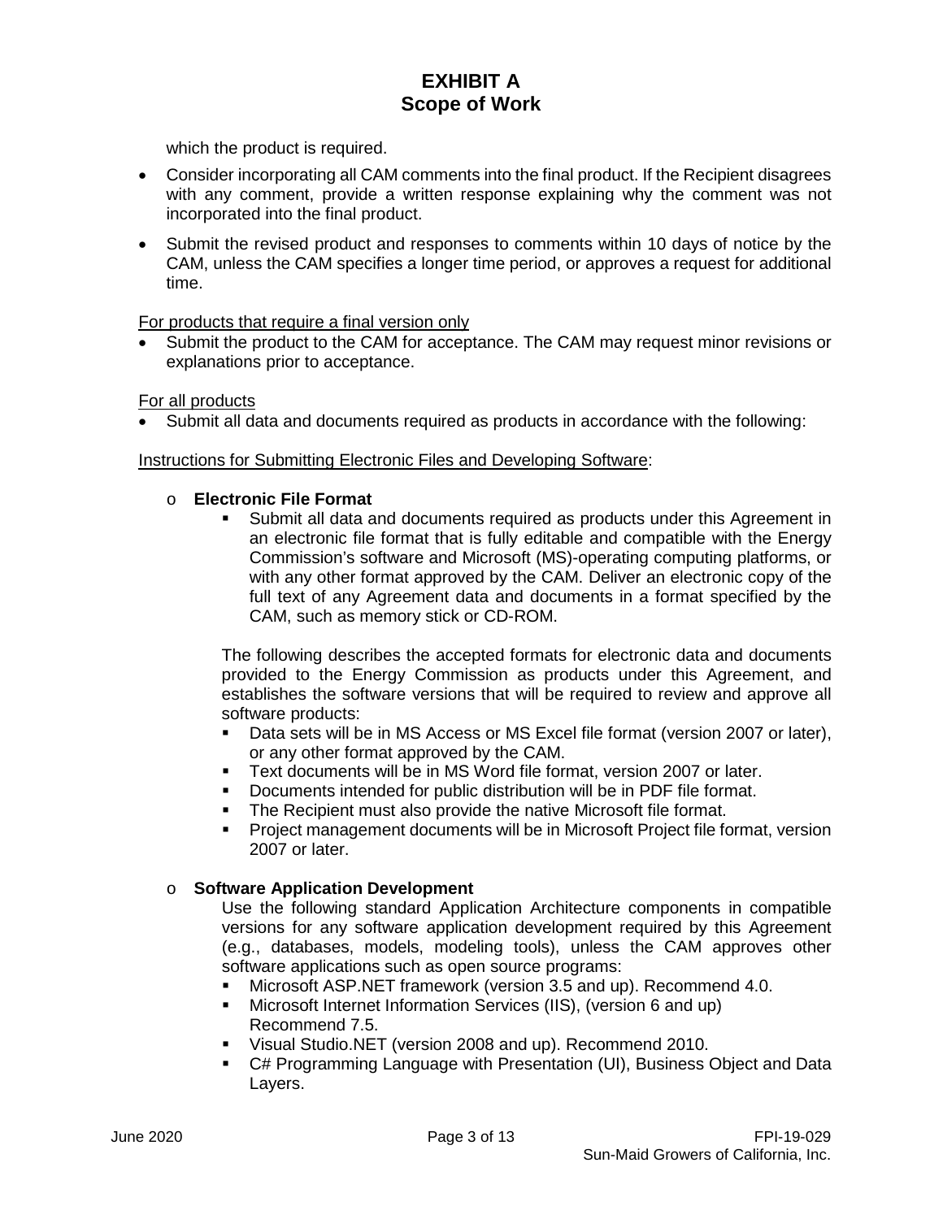which the product is required.

- Consider incorporating all CAM comments into the final product. If the Recipient disagrees with any comment, provide a written response explaining why the comment was not incorporated into the final product.
- Submit the revised product and responses to comments within 10 days of notice by the CAM, unless the CAM specifies a longer time period, or approves a request for additional time.

For products that require a final version only

- Submit the product to the CAM for acceptance. The CAM may request minor revisions or explanations prior to acceptance.

For all products

- Submit all data and documents required as products in accordance with the following:

Instructions for Submitting Electronic Files and Developing Software:

- **Electronic File Format**
  - Submit all data and documents required as products under this Agreement in an electronic file format that is fully editable and compatible with the Energy Commission's software and Microsoft (MS)-operating computing platforms, or with any other format approved by the CAM. Deliver an electronic copy of the full text of any Agreement data and documents in a format specified by the CAM, such as memory stick or CD-ROM.

  The following describes the accepted formats for electronic data and documents provided to the Energy Commission as products under this Agreement, and establishes the software versions that will be required to review and approve all software products:

  - Data sets will be in MS Access or MS Excel file format (version 2007 or later), or any other format approved by the CAM.
  - Text documents will be in MS Word file format, version 2007 or later.
  - Documents intended for public distribution will be in PDF file format.
  - The Recipient must also provide the native Microsoft file format.
  - Project management documents will be in Microsoft Project file format, version 2007 or later.

- **Software Application Development**

  Use the following standard Application Architecture components in compatible versions for any software application development required by this Agreement (e.g., databases, models, modeling tools), unless the CAM approves other software applications such as open source programs:

  - Microsoft ASP.NET framework (version 3.5 and up). Recommend 4.0.
  - Microsoft Internet Information Services (IIS), (version 6 and up) Recommend 7.5.
  - Visual Studio.NET (version 2008 and up). Recommend 2010.
  - C# Programming Language with Presentation (UI), Business Object and Data Layers.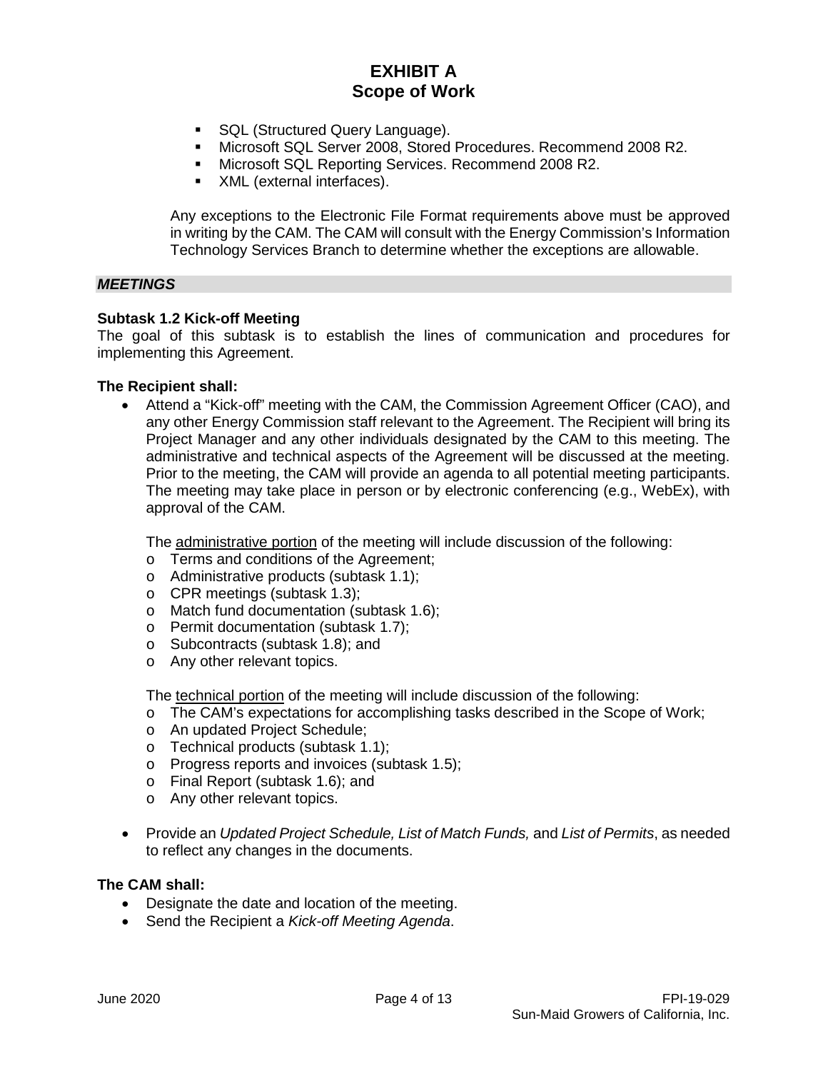- SQL (Structured Query Language).
- Microsoft SQL Server 2008, Stored Procedures. Recommend 2008 R2.
- Microsoft SQL Reporting Services. Recommend 2008 R2.
- XML (external interfaces).

Any exceptions to the Electronic File Format requirements above must be approved in writing by the CAM. The CAM will consult with the Energy Commission's Information Technology Services Branch to determine whether the exceptions are allowable.

***MEETINGS***

**Subtask 1.2 Kick-off Meeting**

The goal of this subtask is to establish the lines of communication and procedures for implementing this Agreement.

**The Recipient shall:**

- Attend a "Kick-off" meeting with the CAM, the Commission Agreement Officer (CAO), and any other Energy Commission staff relevant to the Agreement. The Recipient will bring its Project Manager and any other individuals designated by the CAM to this meeting. The administrative and technical aspects of the Agreement will be discussed at the meeting. Prior to the meeting, the CAM will provide an agenda to all potential meeting participants. The meeting may take place in person or by electronic conferencing (e.g., WebEx), with approval of the CAM.

  The administrative portion of the meeting will include discussion of the following:
  - Terms and conditions of the Agreement;
  - Administrative products (subtask 1.1);
  - CPR meetings (subtask 1.3);
  - Match fund documentation (subtask 1.6);
  - Permit documentation (subtask 1.7);
  - Subcontracts (subtask 1.8); and
  - Any other relevant topics.

  The technical portion of the meeting will include discussion of the following:
  - The CAM's expectations for accomplishing tasks described in the Scope of Work;
  - An updated Project Schedule;
  - Technical products (subtask 1.1);
  - Progress reports and invoices (subtask 1.5);
  - Final Report (subtask 1.6); and
  - Any other relevant topics.

- Provide an *Updated Project Schedule, List of Match Funds,* and *List of Permits*, as needed to reflect any changes in the documents.

**The CAM shall:**

- Designate the date and location of the meeting.
- Send the Recipient a *Kick-off Meeting Agenda*.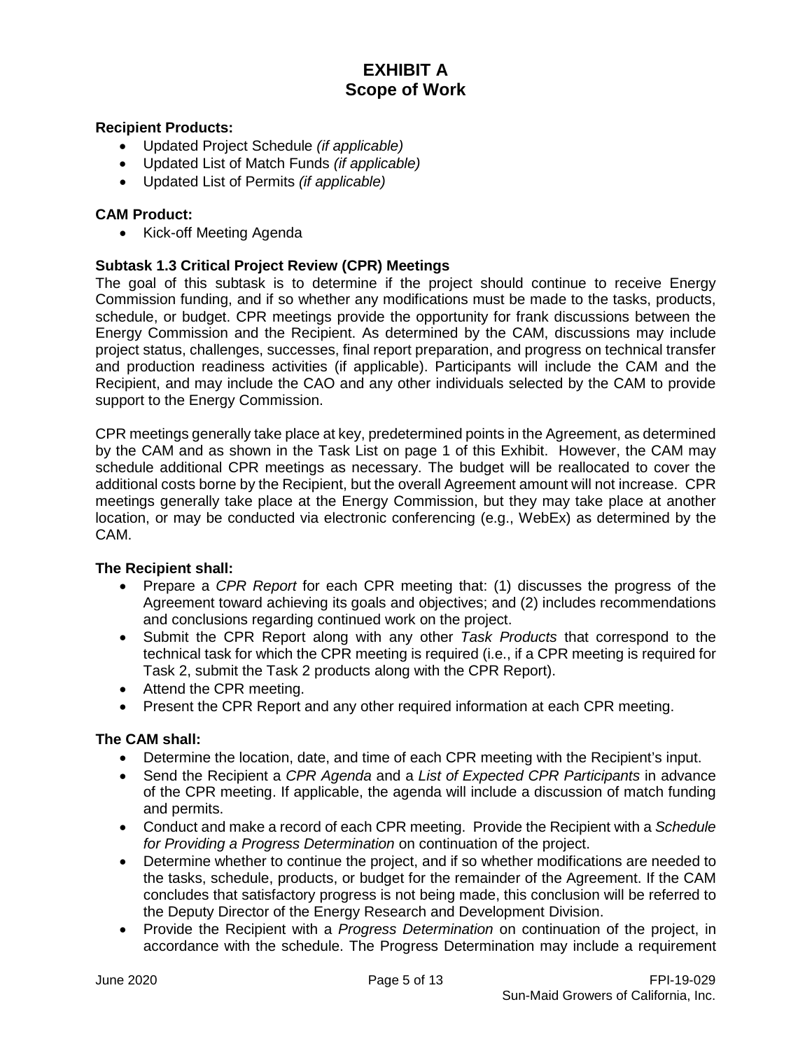# EXHIBIT A
# Scope of Work

**Recipient Products:**

- Updated Project Schedule *(if applicable)*
- Updated List of Match Funds *(if applicable)*
- Updated List of Permits *(if applicable)*

**CAM Product:**

- Kick-off Meeting Agenda

### Subtask 1.3 Critical Project Review (CPR) Meetings

The goal of this subtask is to determine if the project should continue to receive Energy Commission funding, and if so whether any modifications must be made to the tasks, products, schedule, or budget. CPR meetings provide the opportunity for frank discussions between the Energy Commission and the Recipient. As determined by the CAM, discussions may include project status, challenges, successes, final report preparation, and progress on technical transfer and production readiness activities (if applicable). Participants will include the CAM and the Recipient, and may include the CAO and any other individuals selected by the CAM to provide support to the Energy Commission.

CPR meetings generally take place at key, predetermined points in the Agreement, as determined by the CAM and as shown in the Task List on page 1 of this Exhibit. However, the CAM may schedule additional CPR meetings as necessary. The budget will be reallocated to cover the additional costs borne by the Recipient, but the overall Agreement amount will not increase. CPR meetings generally take place at the Energy Commission, but they may take place at another location, or may be conducted via electronic conferencing (e.g., WebEx) as determined by the CAM.

**The Recipient shall:**

- Prepare a *CPR Report* for each CPR meeting that: (1) discusses the progress of the Agreement toward achieving its goals and objectives; and (2) includes recommendations and conclusions regarding continued work on the project.
- Submit the CPR Report along with any other *Task Products* that correspond to the technical task for which the CPR meeting is required (i.e., if a CPR meeting is required for Task 2, submit the Task 2 products along with the CPR Report).
- Attend the CPR meeting.
- Present the CPR Report and any other required information at each CPR meeting.

**The CAM shall:**

- Determine the location, date, and time of each CPR meeting with the Recipient's input.
- Send the Recipient a *CPR Agenda* and a *List of Expected CPR Participants* in advance of the CPR meeting. If applicable, the agenda will include a discussion of match funding and permits.
- Conduct and make a record of each CPR meeting. Provide the Recipient with a *Schedule for Providing a Progress Determination* on continuation of the project.
- Determine whether to continue the project, and if so whether modifications are needed to the tasks, schedule, products, or budget for the remainder of the Agreement. If the CAM concludes that satisfactory progress is not being made, this conclusion will be referred to the Deputy Director of the Energy Research and Development Division.
- Provide the Recipient with a *Progress Determination* on continuation of the project, in accordance with the schedule. The Progress Determination may include a requirement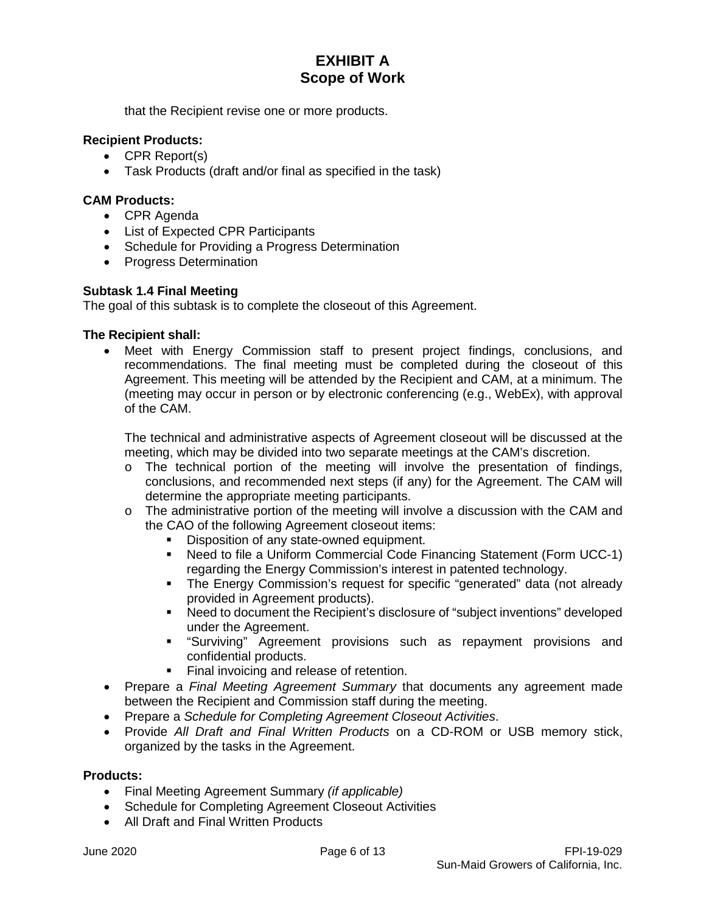that the Recipient revise one or more products.

**Recipient Products:**

- CPR Report(s)
- Task Products (draft and/or final as specified in the task)

**CAM Products:**

- CPR Agenda
- List of Expected CPR Participants
- Schedule for Providing a Progress Determination
- Progress Determination

**Subtask 1.4 Final Meeting**

The goal of this subtask is to complete the closeout of this Agreement.

**The Recipient shall:**

- Meet with Energy Commission staff to present project findings, conclusions, and recommendations. The final meeting must be completed during the closeout of this Agreement. This meeting will be attended by the Recipient and CAM, at a minimum. The (meeting may occur in person or by electronic conferencing (e.g., WebEx), with approval of the CAM.

  The technical and administrative aspects of Agreement closeout will be discussed at the meeting, which may be divided into two separate meetings at the CAM's discretion.
  - The technical portion of the meeting will involve the presentation of findings, conclusions, and recommended next steps (if any) for the Agreement. The CAM will determine the appropriate meeting participants.
  - The administrative portion of the meeting will involve a discussion with the CAM and the CAO of the following Agreement closeout items:
    - Disposition of any state-owned equipment.
    - Need to file a Uniform Commercial Code Financing Statement (Form UCC-1) regarding the Energy Commission's interest in patented technology.
    - The Energy Commission's request for specific "generated" data (not already provided in Agreement products).
    - Need to document the Recipient's disclosure of "subject inventions" developed under the Agreement.
    - "Surviving" Agreement provisions such as repayment provisions and confidential products.
    - Final invoicing and release of retention.
- Prepare a *Final Meeting Agreement Summary* that documents any agreement made between the Recipient and Commission staff during the meeting.
- Prepare a *Schedule for Completing Agreement Closeout Activities*.
- Provide *All Draft and Final Written Products* on a CD-ROM or USB memory stick, organized by the tasks in the Agreement.

**Products:**

- Final Meeting Agreement Summary *(if applicable)*
- Schedule for Completing Agreement Closeout Activities
- All Draft and Final Written Products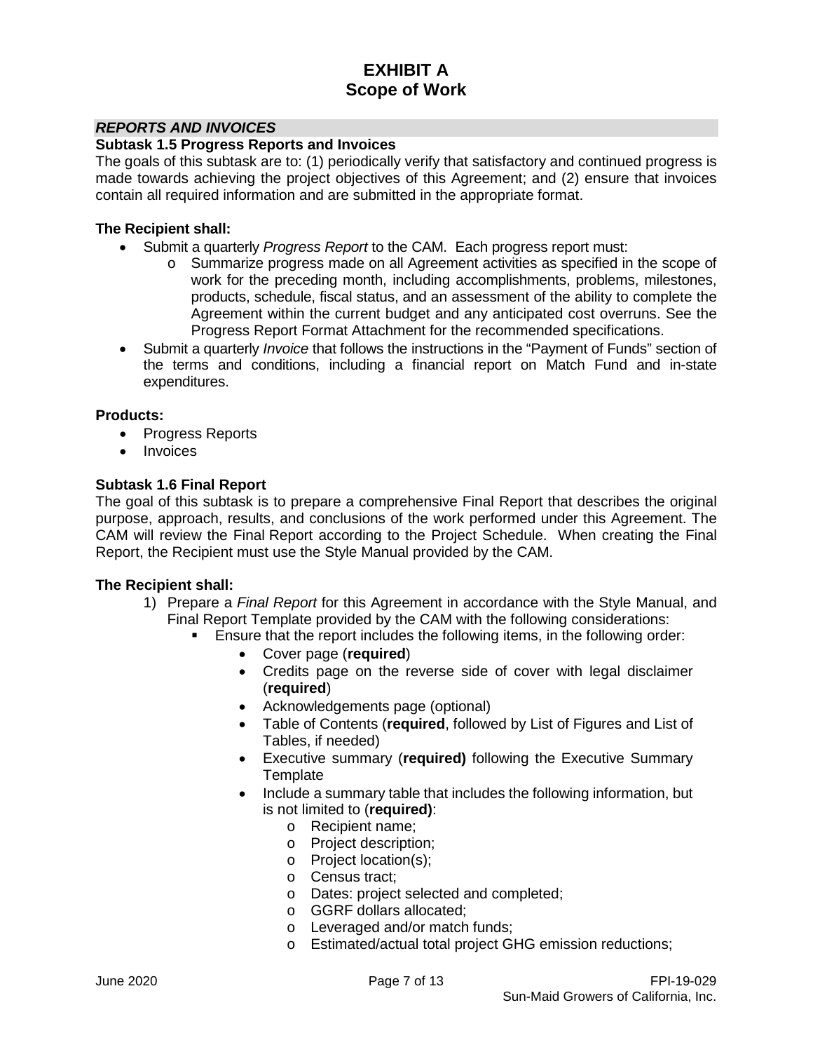# EXHIBIT A
# Scope of Work

## *REPORTS AND INVOICES*

### Subtask 1.5 Progress Reports and Invoices

The goals of this subtask are to: (1) periodically verify that satisfactory and continued progress is made towards achieving the project objectives of this Agreement; and (2) ensure that invoices contain all required information and are submitted in the appropriate format.

**The Recipient shall:**

- Submit a quarterly *Progress Report* to the CAM. Each progress report must:
  - Summarize progress made on all Agreement activities as specified in the scope of work for the preceding month, including accomplishments, problems, milestones, products, schedule, fiscal status, and an assessment of the ability to complete the Agreement within the current budget and any anticipated cost overruns. See the Progress Report Format Attachment for the recommended specifications.
- Submit a quarterly *Invoice* that follows the instructions in the "Payment of Funds" section of the terms and conditions, including a financial report on Match Fund and in-state expenditures.

**Products:**

- Progress Reports
- Invoices

### Subtask 1.6 Final Report

The goal of this subtask is to prepare a comprehensive Final Report that describes the original purpose, approach, results, and conclusions of the work performed under this Agreement. The CAM will review the Final Report according to the Project Schedule. When creating the Final Report, the Recipient must use the Style Manual provided by the CAM.

**The Recipient shall:**

1) Prepare a *Final Report* for this Agreement in accordance with the Style Manual, and Final Report Template provided by the CAM with the following considerations:
   - Ensure that the report includes the following items, in the following order:
     - Cover page (**required**)
     - Credits page on the reverse side of cover with legal disclaimer (**required**)
     - Acknowledgements page (optional)
     - Table of Contents (**required**, followed by List of Figures and List of Tables, if needed)
     - Executive summary (**required)** following the Executive Summary Template
     - Include a summary table that includes the following information, but is not limited to (**required)**:
       - Recipient name;
       - Project description;
       - Project location(s);
       - Census tract;
       - Dates: project selected and completed;
       - GGRF dollars allocated;
       - Leveraged and/or match funds;
       - Estimated/actual total project GHG emission reductions;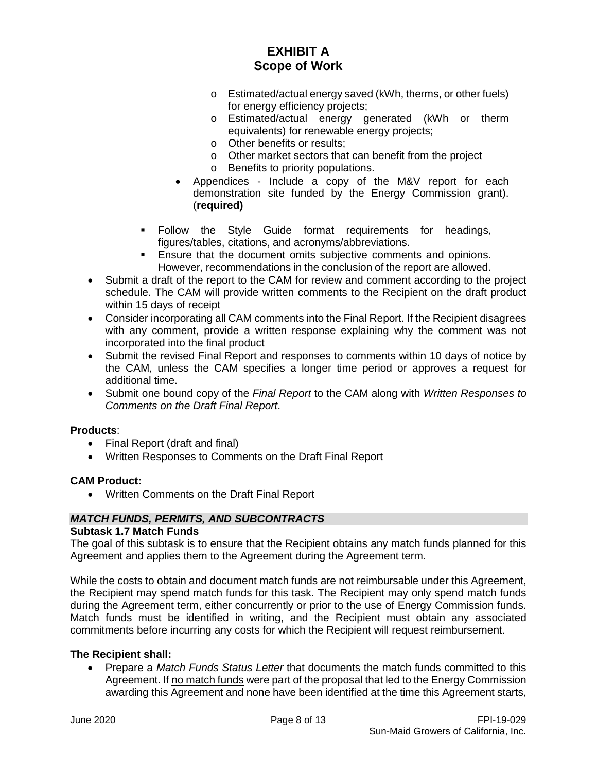- Estimated/actual energy saved (kWh, therms, or other fuels) for energy efficiency projects;
  - Estimated/actual energy generated (kWh or therm equivalents) for renewable energy projects;
  - Other benefits or results;
  - Other market sectors that can benefit from the project
  - Benefits to priority populations.
- Appendices - Include a copy of the M&V report for each demonstration site funded by the Energy Commission grant). (**required)**

- Follow the Style Guide format requirements for headings, figures/tables, citations, and acronyms/abbreviations.
- Ensure that the document omits subjective comments and opinions. However, recommendations in the conclusion of the report are allowed.

- Submit a draft of the report to the CAM for review and comment according to the project schedule. The CAM will provide written comments to the Recipient on the draft product within 15 days of receipt
- Consider incorporating all CAM comments into the Final Report. If the Recipient disagrees with any comment, provide a written response explaining why the comment was not incorporated into the final product
- Submit the revised Final Report and responses to comments within 10 days of notice by the CAM, unless the CAM specifies a longer time period or approves a request for additional time.
- Submit one bound copy of the *Final Report* to the CAM along with *Written Responses to Comments on the Draft Final Report*.

**Products**:

- Final Report (draft and final)
- Written Responses to Comments on the Draft Final Report

**CAM Product:**

- Written Comments on the Draft Final Report

***MATCH FUNDS, PERMITS, AND SUBCONTRACTS***

**Subtask 1.7 Match Funds**

The goal of this subtask is to ensure that the Recipient obtains any match funds planned for this Agreement and applies them to the Agreement during the Agreement term.

While the costs to obtain and document match funds are not reimbursable under this Agreement, the Recipient may spend match funds for this task. The Recipient may only spend match funds during the Agreement term, either concurrently or prior to the use of Energy Commission funds. Match funds must be identified in writing, and the Recipient must obtain any associated commitments before incurring any costs for which the Recipient will request reimbursement.

**The Recipient shall:**

- Prepare a *Match Funds Status Letter* that documents the match funds committed to this Agreement. If no match funds were part of the proposal that led to the Energy Commission awarding this Agreement and none have been identified at the time this Agreement starts,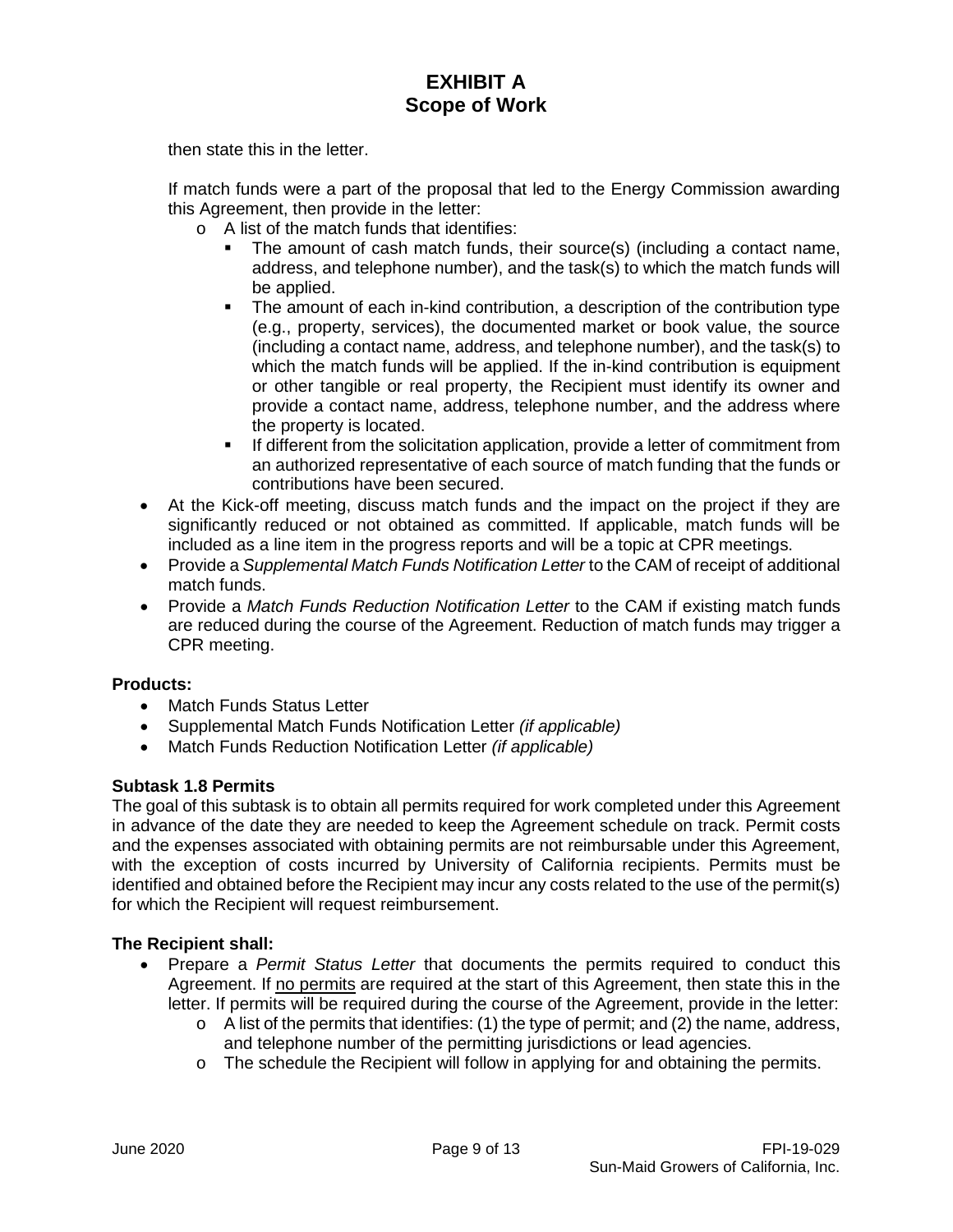then state this in the letter.

If match funds were a part of the proposal that led to the Energy Commission awarding this Agreement, then provide in the letter:

- o A list of the match funds that identifies:
  - The amount of cash match funds, their source(s) (including a contact name, address, and telephone number), and the task(s) to which the match funds will be applied.
  - The amount of each in-kind contribution, a description of the contribution type (e.g., property, services), the documented market or book value, the source (including a contact name, address, and telephone number), and the task(s) to which the match funds will be applied. If the in-kind contribution is equipment or other tangible or real property, the Recipient must identify its owner and provide a contact name, address, telephone number, and the address where the property is located.
  - If different from the solicitation application, provide a letter of commitment from an authorized representative of each source of match funding that the funds or contributions have been secured.

- At the Kick-off meeting, discuss match funds and the impact on the project if they are significantly reduced or not obtained as committed. If applicable, match funds will be included as a line item in the progress reports and will be a topic at CPR meetings.
- Provide a *Supplemental Match Funds Notification Letter* to the CAM of receipt of additional match funds.
- Provide a *Match Funds Reduction Notification Letter* to the CAM if existing match funds are reduced during the course of the Agreement. Reduction of match funds may trigger a CPR meeting.

**Products:**

- Match Funds Status Letter
- Supplemental Match Funds Notification Letter *(if applicable)*
- Match Funds Reduction Notification Letter *(if applicable)*

**Subtask 1.8 Permits**

The goal of this subtask is to obtain all permits required for work completed under this Agreement in advance of the date they are needed to keep the Agreement schedule on track. Permit costs and the expenses associated with obtaining permits are not reimbursable under this Agreement, with the exception of costs incurred by University of California recipients. Permits must be identified and obtained before the Recipient may incur any costs related to the use of the permit(s) for which the Recipient will request reimbursement.

**The Recipient shall:**

- Prepare a *Permit Status Letter* that documents the permits required to conduct this Agreement. If <u>no permits</u> are required at the start of this Agreement, then state this in the letter. If permits will be required during the course of the Agreement, provide in the letter:
  - o A list of the permits that identifies: (1) the type of permit; and (2) the name, address, and telephone number of the permitting jurisdictions or lead agencies.
  - o The schedule the Recipient will follow in applying for and obtaining the permits.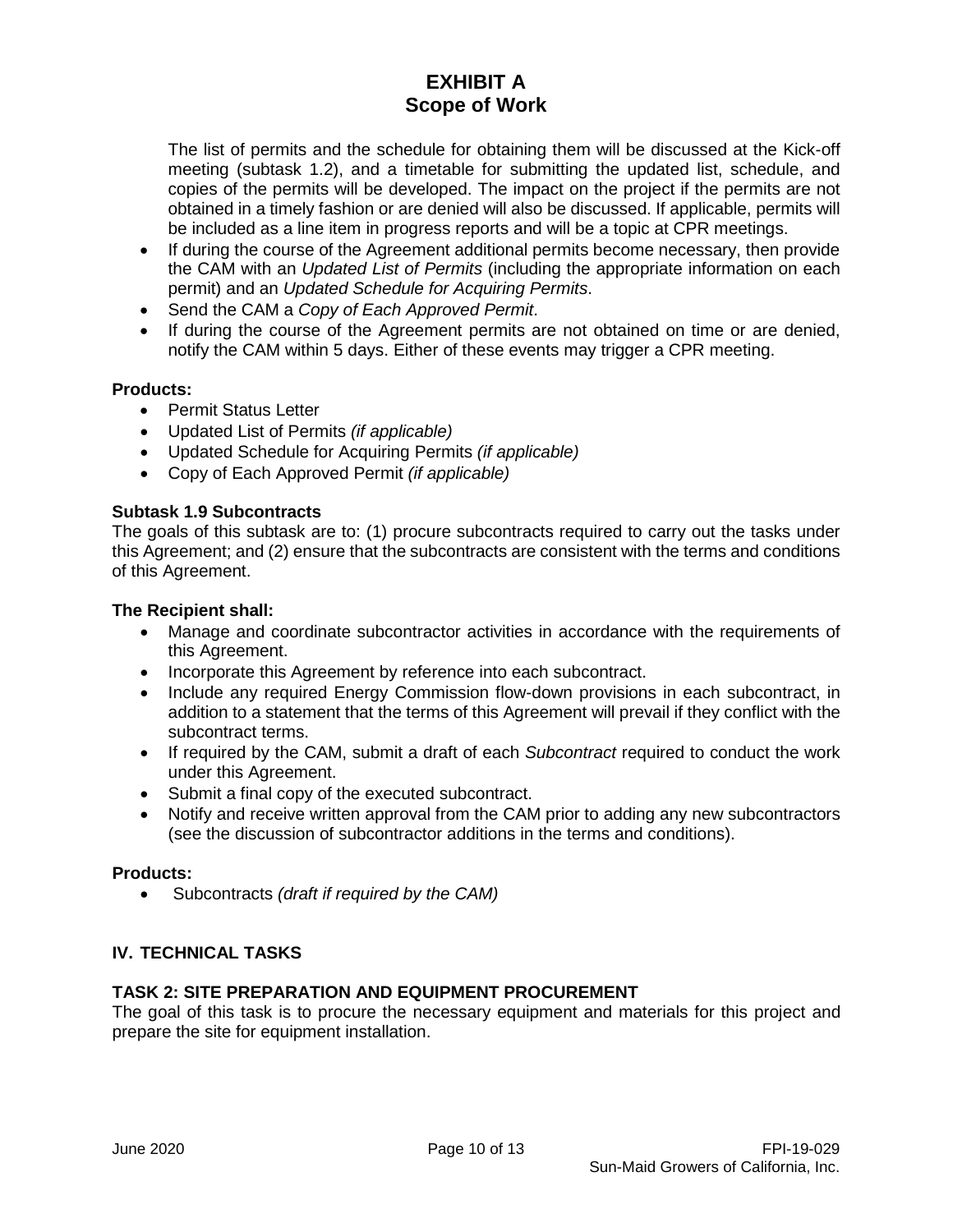The list of permits and the schedule for obtaining them will be discussed at the Kick-off meeting (subtask 1.2), and a timetable for submitting the updated list, schedule, and copies of the permits will be developed. The impact on the project if the permits are not obtained in a timely fashion or are denied will also be discussed. If applicable, permits will be included as a line item in progress reports and will be a topic at CPR meetings.

- If during the course of the Agreement additional permits become necessary, then provide the CAM with an *Updated List of Permits* (including the appropriate information on each permit) and an *Updated Schedule for Acquiring Permits*.
- Send the CAM a *Copy of Each Approved Permit*.
- If during the course of the Agreement permits are not obtained on time or are denied, notify the CAM within 5 days. Either of these events may trigger a CPR meeting.

**Products:**

- Permit Status Letter
- Updated List of Permits *(if applicable)*
- Updated Schedule for Acquiring Permits *(if applicable)*
- Copy of Each Approved Permit *(if applicable)*

**Subtask 1.9 Subcontracts**

The goals of this subtask are to: (1) procure subcontracts required to carry out the tasks under this Agreement; and (2) ensure that the subcontracts are consistent with the terms and conditions of this Agreement.

**The Recipient shall:**

- Manage and coordinate subcontractor activities in accordance with the requirements of this Agreement.
- Incorporate this Agreement by reference into each subcontract.
- Include any required Energy Commission flow-down provisions in each subcontract, in addition to a statement that the terms of this Agreement will prevail if they conflict with the subcontract terms.
- If required by the CAM, submit a draft of each *Subcontract* required to conduct the work under this Agreement.
- Submit a final copy of the executed subcontract.
- Notify and receive written approval from the CAM prior to adding any new subcontractors (see the discussion of subcontractor additions in the terms and conditions).

**Products:**

- Subcontracts *(draft if required by the CAM)*

## IV. TECHNICAL TASKS

### TASK 2: SITE PREPARATION AND EQUIPMENT PROCUREMENT

The goal of this task is to procure the necessary equipment and materials for this project and prepare the site for equipment installation.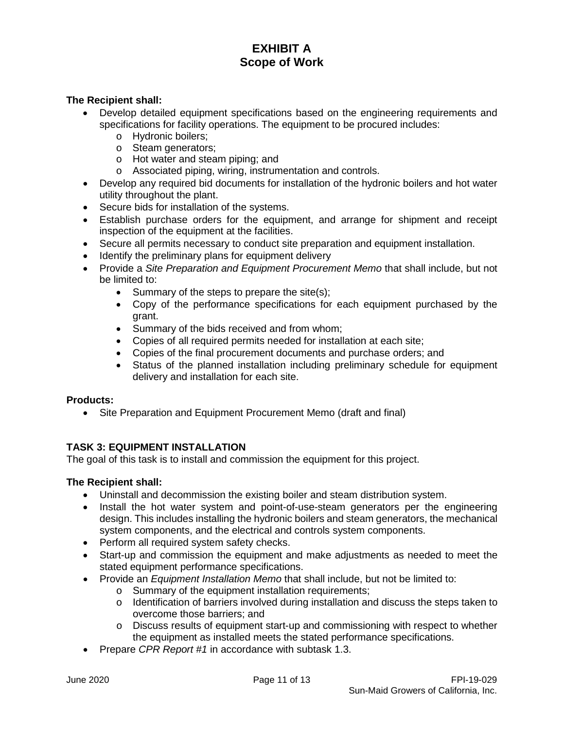# EXHIBIT A
# Scope of Work

**The Recipient shall:**

- Develop detailed equipment specifications based on the engineering requirements and specifications for facility operations. The equipment to be procured includes:
  - Hydronic boilers;
  - Steam generators;
  - Hot water and steam piping; and
  - Associated piping, wiring, instrumentation and controls.
- Develop any required bid documents for installation of the hydronic boilers and hot water utility throughout the plant.
- Secure bids for installation of the systems.
- Establish purchase orders for the equipment, and arrange for shipment and receipt inspection of the equipment at the facilities.
- Secure all permits necessary to conduct site preparation and equipment installation.
- Identify the preliminary plans for equipment delivery
- Provide a *Site Preparation and Equipment Procurement Memo* that shall include, but not be limited to:
  - Summary of the steps to prepare the site(s);
  - Copy of the performance specifications for each equipment purchased by the grant.
  - Summary of the bids received and from whom;
  - Copies of all required permits needed for installation at each site;
  - Copies of the final procurement documents and purchase orders; and
  - Status of the planned installation including preliminary schedule for equipment delivery and installation for each site.

**Products:**

- Site Preparation and Equipment Procurement Memo (draft and final)

## TASK 3: EQUIPMENT INSTALLATION

The goal of this task is to install and commission the equipment for this project.

**The Recipient shall:**

- Uninstall and decommission the existing boiler and steam distribution system.
- Install the hot water system and point-of-use-steam generators per the engineering design. This includes installing the hydronic boilers and steam generators, the mechanical system components, and the electrical and controls system components.
- Perform all required system safety checks.
- Start-up and commission the equipment and make adjustments as needed to meet the stated equipment performance specifications.
- Provide an *Equipment Installation Memo* that shall include, but not be limited to:
  - Summary of the equipment installation requirements;
  - Identification of barriers involved during installation and discuss the steps taken to overcome those barriers; and
  - Discuss results of equipment start-up and commissioning with respect to whether the equipment as installed meets the stated performance specifications.
- Prepare *CPR Report #1* in accordance with subtask 1.3.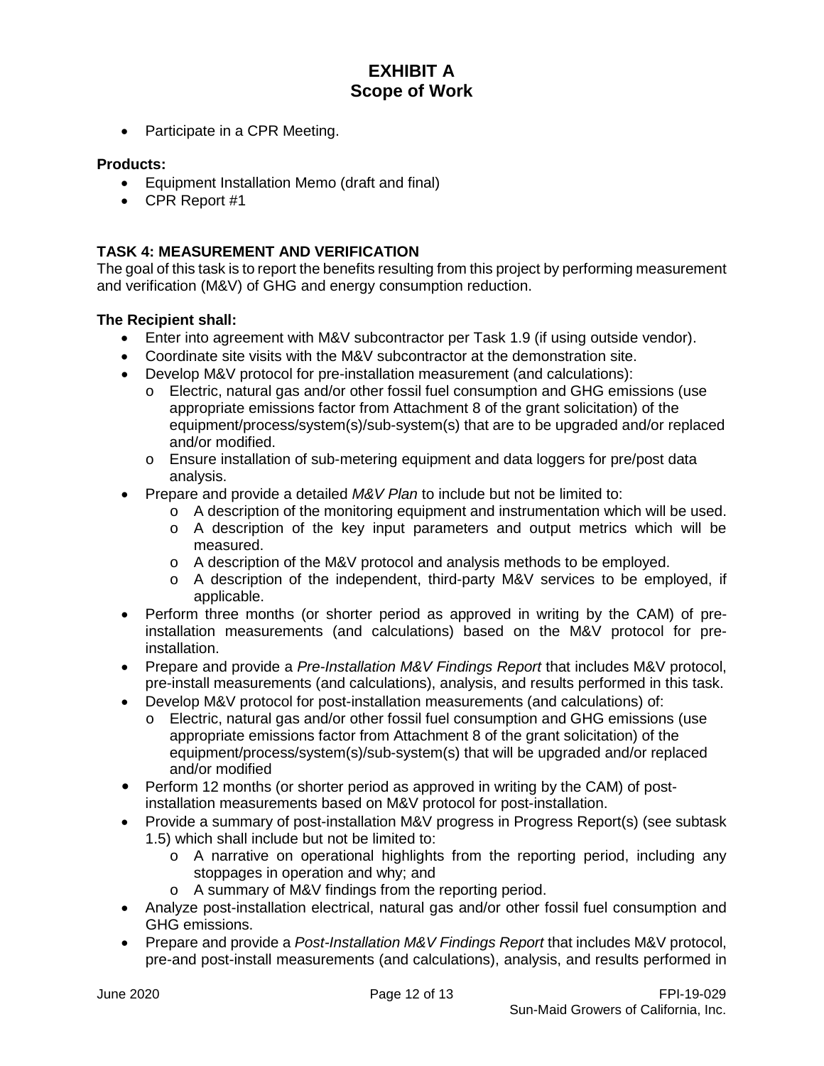- Participate in a CPR Meeting.

**Products:**

- Equipment Installation Memo (draft and final)
- CPR Report #1

**TASK 4: MEASUREMENT AND VERIFICATION**

The goal of this task is to report the benefits resulting from this project by performing measurement and verification (M&V) of GHG and energy consumption reduction.

**The Recipient shall:**

- Enter into agreement with M&V subcontractor per Task 1.9 (if using outside vendor).
- Coordinate site visits with the M&V subcontractor at the demonstration site.
- Develop M&V protocol for pre-installation measurement (and calculations):
  - Electric, natural gas and/or other fossil fuel consumption and GHG emissions (use appropriate emissions factor from Attachment 8 of the grant solicitation) of the equipment/process/system(s)/sub-system(s) that are to be upgraded and/or replaced and/or modified.
  - Ensure installation of sub-metering equipment and data loggers for pre/post data analysis.
- Prepare and provide a detailed *M&V Plan* to include but not be limited to:
  - A description of the monitoring equipment and instrumentation which will be used.
  - A description of the key input parameters and output metrics which will be measured.
  - A description of the M&V protocol and analysis methods to be employed.
  - A description of the independent, third-party M&V services to be employed, if applicable.
- Perform three months (or shorter period as approved in writing by the CAM) of pre-installation measurements (and calculations) based on the M&V protocol for pre-installation.
- Prepare and provide a *Pre-Installation M&V Findings Report* that includes M&V protocol, pre-install measurements (and calculations), analysis, and results performed in this task.
- Develop M&V protocol for post-installation measurements (and calculations) of:
  - Electric, natural gas and/or other fossil fuel consumption and GHG emissions (use appropriate emissions factor from Attachment 8 of the grant solicitation) of the equipment/process/system(s)/sub-system(s) that will be upgraded and/or replaced and/or modified
- Perform 12 months (or shorter period as approved in writing by the CAM) of post-installation measurements based on M&V protocol for post-installation.
- Provide a summary of post-installation M&V progress in Progress Report(s) (see subtask 1.5) which shall include but not be limited to:
  - A narrative on operational highlights from the reporting period, including any stoppages in operation and why; and
  - A summary of M&V findings from the reporting period.
- Analyze post-installation electrical, natural gas and/or other fossil fuel consumption and GHG emissions.
- Prepare and provide a *Post-Installation M&V Findings Report* that includes M&V protocol, pre-and post-install measurements (and calculations), analysis, and results performed in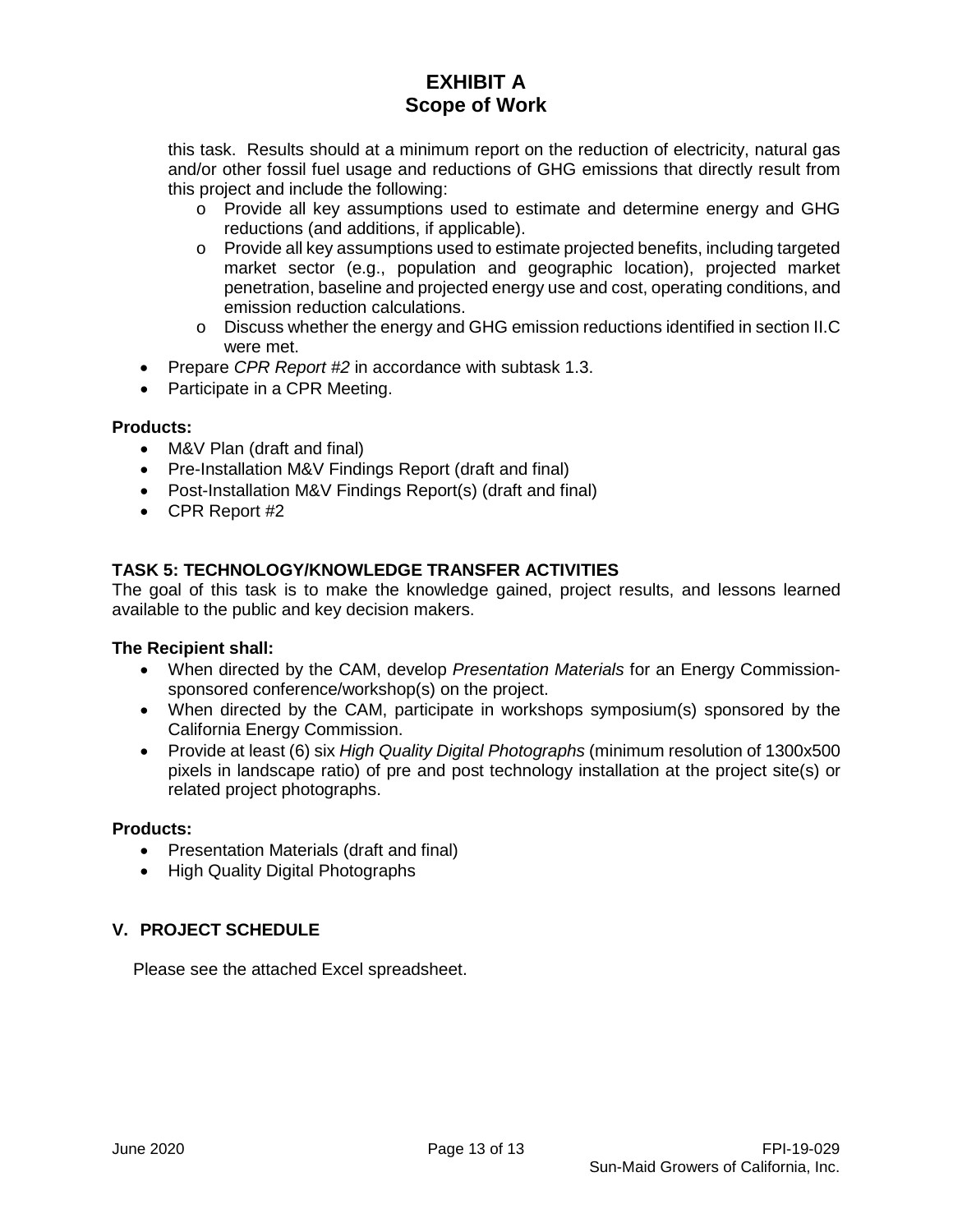this task. Results should at a minimum report on the reduction of electricity, natural gas and/or other fossil fuel usage and reductions of GHG emissions that directly result from this project and include the following:

- Provide all key assumptions used to estimate and determine energy and GHG reductions (and additions, if applicable).
- Provide all key assumptions used to estimate projected benefits, including targeted market sector (e.g., population and geographic location), projected market penetration, baseline and projected energy use and cost, operating conditions, and emission reduction calculations.
- Discuss whether the energy and GHG emission reductions identified in section II.C were met.

- Prepare *CPR Report #2* in accordance with subtask 1.3.
- Participate in a CPR Meeting.

**Products:**

- M&V Plan (draft and final)
- Pre-Installation M&V Findings Report (draft and final)
- Post-Installation M&V Findings Report(s) (draft and final)
- CPR Report #2

### TASK 5: TECHNOLOGY/KNOWLEDGE TRANSFER ACTIVITIES

The goal of this task is to make the knowledge gained, project results, and lessons learned available to the public and key decision makers.

**The Recipient shall:**

- When directed by the CAM, develop *Presentation Materials* for an Energy Commission-sponsored conference/workshop(s) on the project.
- When directed by the CAM, participate in workshops symposium(s) sponsored by the California Energy Commission.
- Provide at least (6) six *High Quality Digital Photographs* (minimum resolution of 1300x500 pixels in landscape ratio) of pre and post technology installation at the project site(s) or related project photographs.

**Products:**

- Presentation Materials (draft and final)
- High Quality Digital Photographs

## V. PROJECT SCHEDULE

Please see the attached Excel spreadsheet.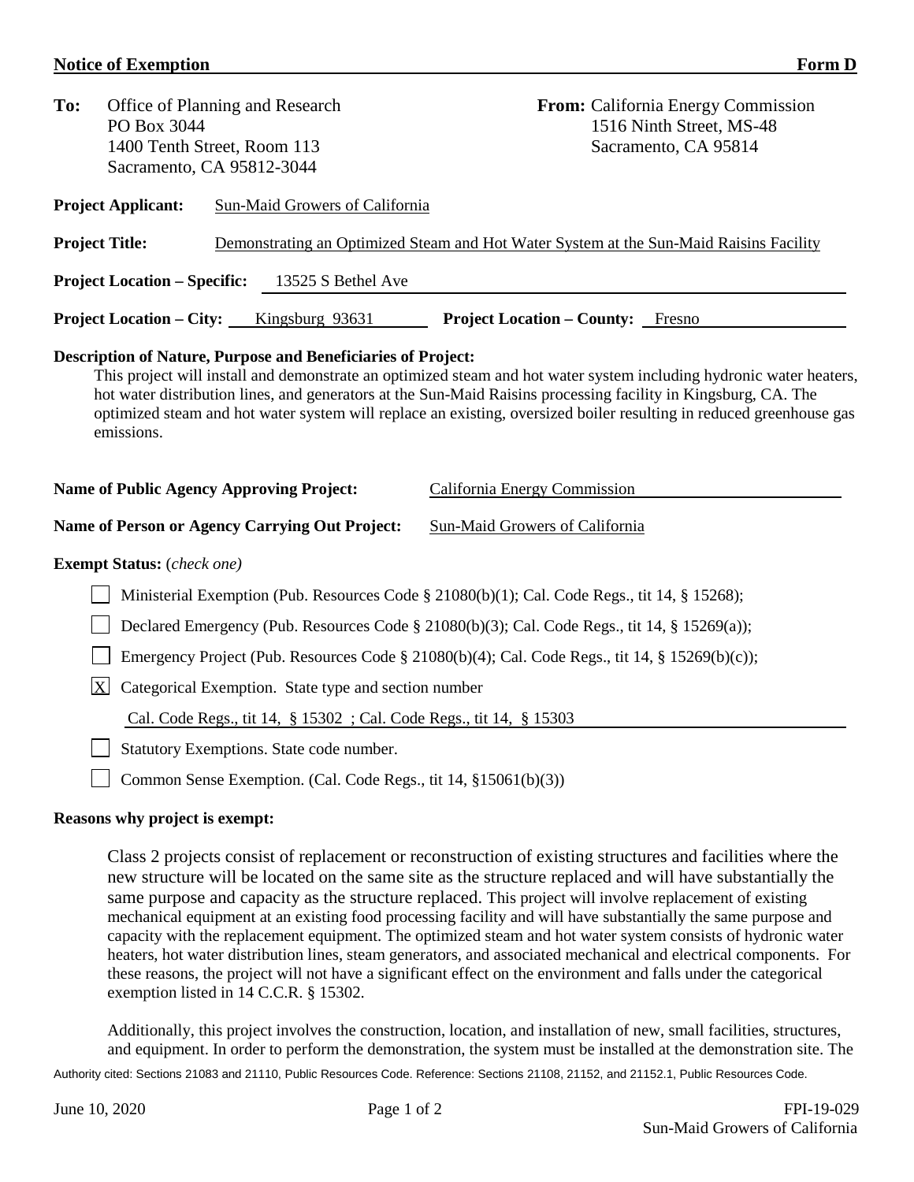**Notice of Exemption** **Form D**

**To:** Office of Planning and Research
PO Box 3044
1400 Tenth Street, Room 113
Sacramento, CA 95812-3044

**From:** California Energy Commission
1516 Ninth Street, MS-48
Sacramento, CA 95814

**Project Applicant:** Sun-Maid Growers of California

**Project Title:** Demonstrating an Optimized Steam and Hot Water System at the Sun-Maid Raisins Facility

**Project Location – Specific:** 13525 S Bethel Ave

**Project Location – City:** Kingsburg 93631 **Project Location – County:** Fresno

**Description of Nature, Purpose and Beneficiaries of Project:**

This project will install and demonstrate an optimized steam and hot water system including hydronic water heaters, hot water distribution lines, and generators at the Sun-Maid Raisins processing facility in Kingsburg, CA. The optimized steam and hot water system will replace an existing, oversized boiler resulting in reduced greenhouse gas emissions.

**Name of Public Agency Approving Project:** California Energy Commission

**Name of Person or Agency Carrying Out Project:** Sun-Maid Growers of California

**Exempt Status:** (*check one*)

- [ ] Ministerial Exemption (Pub. Resources Code § 21080(b)(1); Cal. Code Regs., tit 14, § 15268);
- [ ] Declared Emergency (Pub. Resources Code § 21080(b)(3); Cal. Code Regs., tit 14, § 15269(a));
- [ ] Emergency Project (Pub. Resources Code § 21080(b)(4); Cal. Code Regs., tit 14, § 15269(b)(c));
- [X] Categorical Exemption. State type and section number
  Cal. Code Regs., tit 14, § 15302 ; Cal. Code Regs., tit 14, § 15303
- [ ] Statutory Exemptions. State code number.
- [ ] Common Sense Exemption. (Cal. Code Regs., tit 14, §15061(b)(3))

**Reasons why project is exempt:**

Class 2 projects consist of replacement or reconstruction of existing structures and facilities where the new structure will be located on the same site as the structure replaced and will have substantially the same purpose and capacity as the structure replaced. This project will involve replacement of existing mechanical equipment at an existing food processing facility and will have substantially the same purpose and capacity with the replacement equipment. The optimized steam and hot water system consists of hydronic water heaters, hot water distribution lines, steam generators, and associated mechanical and electrical components. For these reasons, the project will not have a significant effect on the environment and falls under the categorical exemption listed in 14 C.C.R. § 15302.

Additionally, this project involves the construction, location, and installation of new, small facilities, structures, and equipment. In order to perform the demonstration, the system must be installed at the demonstration site. The

Authority cited: Sections 21083 and 21110, Public Resources Code. Reference: Sections 21108, 21152, and 21152.1, Public Resources Code.

June 10, 2020

FPI-19-029
Sun-Maid Growers of California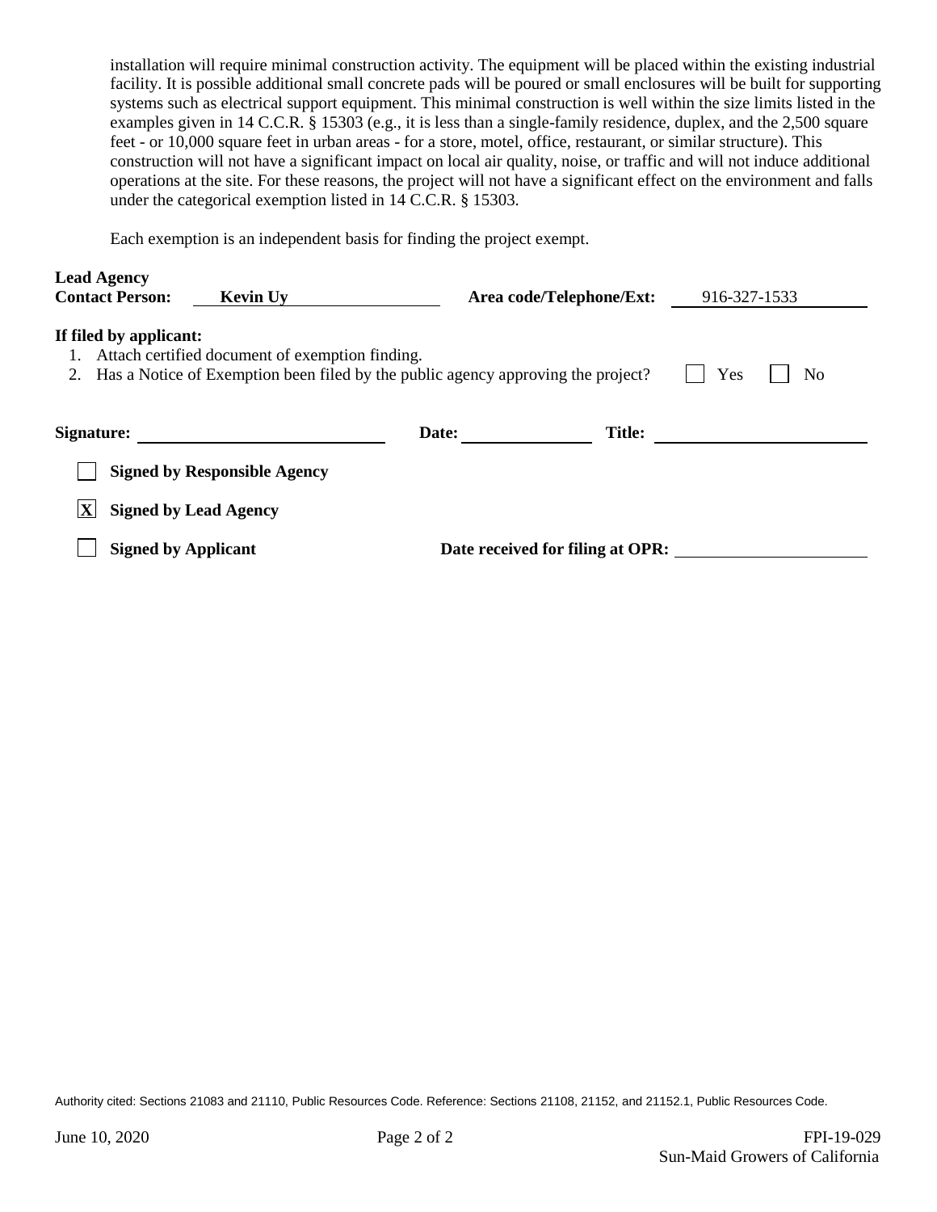installation will require minimal construction activity. The equipment will be placed within the existing industrial facility. It is possible additional small concrete pads will be poured or small enclosures will be built for supporting systems such as electrical support equipment. This minimal construction is well within the size limits listed in the examples given in 14 C.C.R. § 15303 (e.g., it is less than a single-family residence, duplex, and the 2,500 square feet - or 10,000 square feet in urban areas - for a store, motel, office, restaurant, or similar structure). This construction will not have a significant impact on local air quality, noise, or traffic and will not induce additional operations at the site. For these reasons, the project will not have a significant effect on the environment and falls under the categorical exemption listed in 14 C.C.R. § 15303.

Each exemption is an independent basis for finding the project exempt.

**Lead Agency Contact Person:** Kevin Uy **Area code/Telephone/Ext:** 916-327-1533

**If filed by applicant:**

1. Attach certified document of exemption finding.
2. Has a Notice of Exemption been filed by the public agency approving the project? ☐ Yes ☐ No

**Signature:** ____________________ **Date:** ____________ **Title:** ____________________

☐ **Signed by Responsible Agency**

☒ **Signed by Lead Agency**

☐ **Signed by Applicant** **Date received for filing at OPR:** ____________________

Authority cited: Sections 21083 and 21110, Public Resources Code. Reference: Sections 21108, 21152, and 21152.1, Public Resources Code.

June 10, 2020 FPI-19-029
Sun-Maid Growers of California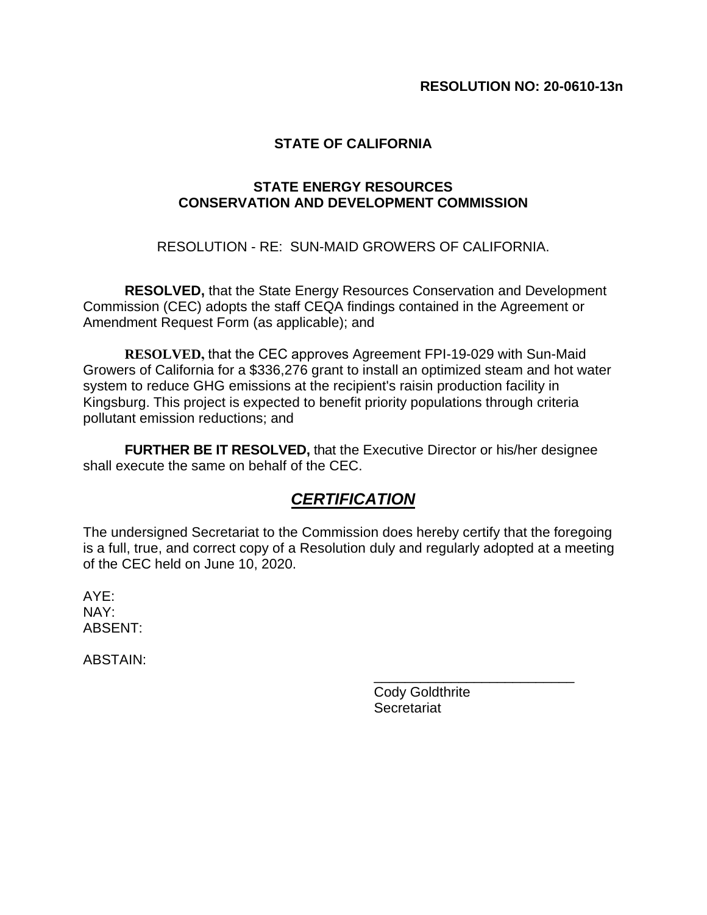**RESOLUTION NO: 20-0610-13n**

**STATE OF CALIFORNIA**

**STATE ENERGY RESOURCES CONSERVATION AND DEVELOPMENT COMMISSION**

RESOLUTION - RE: SUN-MAID GROWERS OF CALIFORNIA.

**RESOLVED,** that the State Energy Resources Conservation and Development Commission (CEC) adopts the staff CEQA findings contained in the Agreement or Amendment Request Form (as applicable); and

**RESOLVED,** that the CEC approves Agreement FPI-19-029 with Sun-Maid Growers of California for a $336,276 grant to install an optimized steam and hot water system to reduce GHG emissions at the recipient's raisin production facility in Kingsburg. This project is expected to benefit priority populations through criteria pollutant emission reductions; and

**FURTHER BE IT RESOLVED,** that the Executive Director or his/her designee shall execute the same on behalf of the CEC.

## ***CERTIFICATION***

The undersigned Secretariat to the Commission does hereby certify that the foregoing is a full, true, and correct copy of a Resolution duly and regularly adopted at a meeting of the CEC held on June 10, 2020.

AYE:
NAY:
ABSENT:

ABSTAIN:

\_\_\_\_\_\_\_\_\_\_\_\_\_\_\_\_\_\_\_\_\_\_\_\_\_\_
Cody Goldthrite
Secretariat